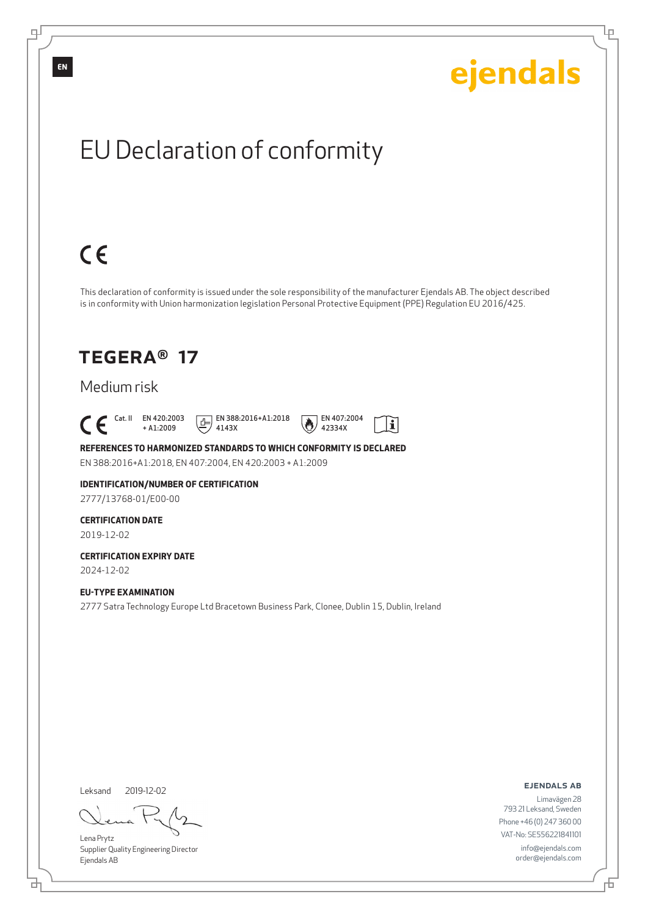EN

ejendals

# EU Declaration of conformity

CE

This declaration of conformity is issued under the sole responsibility of the manufacturer Ejendals AB. The object described is in conformity with Union harmonization legislation Personal Protective Equipment (PPE) Regulation EU 2016/425.

## TEGERA® 17

Medium risk

CE Cat. II EN 420:2003 + A1:2009 EN 388:2016+A1:2018 4143X EN 407:2004 42334X

**REFERENCES TO HARMONIZED STANDARDS TO WHICH CONFORMITY IS DECLARED**

EN 388:2016+A1:2018, EN 407:2004, EN 420:2003 + A1:2009

**IDENTIFICATION/NUMBER OF CERTIFICATION**

2777/13768-01/E00-00

**CERTIFICATION DATE**

2019-12-02

**CERTIFICATION EXPIRY DATE**

2024-12-02

**EU-TYPE EXAMINATION**

2777 Satra Technology Europe Ltd Bracetown Business Park, Clonee, Dublin 15, Dublin, Ireland

Leksand 2019-12-02

Lena Prytz
Supplier Quality Engineering Director
Ejendals AB

**EJENDALS AB**
Limavägen 28
793 21 Leksand, Sweden
Phone +46 (0) 247 360 00
VAT-No: SE556221841101
info@ejendals.com
order@ejendals.com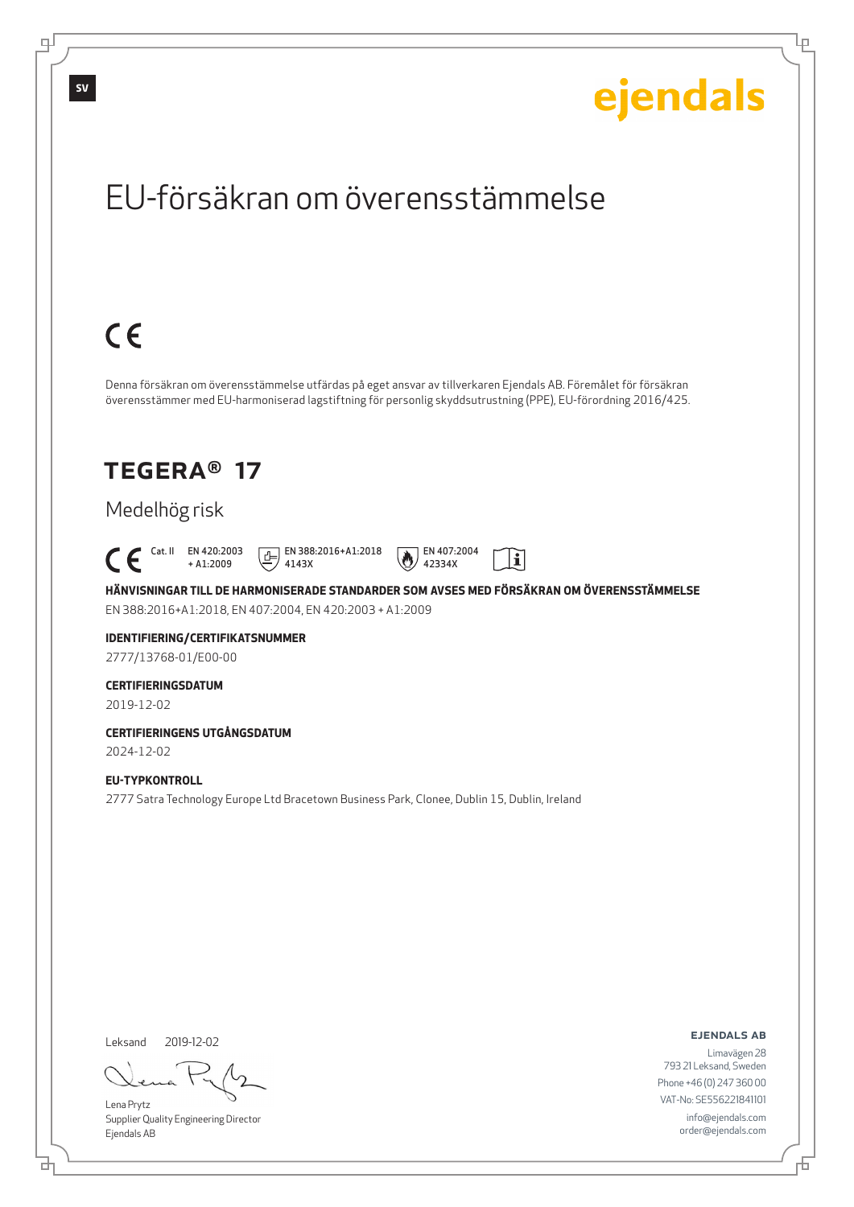SV

ejendals

# EU-försäkran om överensstämmelse

CE

Denna försäkran om överensstämmelse utfärdas på eget ansvar av tillverkaren Ejendals AB. Föremålet för försäkran överensstämmer med EU-harmoniserad lagstiftning för personlig skyddsutrustning (PPE), EU-förordning 2016/425.

## TEGERA® 17

Medelhög risk

CE Cat. II EN 420:2003 + A1:2009 EN 388:2016+A1:2018 4143X EN 407:2004 42334X

**HÄNVISNINGAR TILL DE HARMONISERADE STANDARDER SOM AVSES MED FÖRSÄKRAN OM ÖVERENSSTÄMMELSE**

EN 388:2016+A1:2018, EN 407:2004, EN 420:2003 + A1:2009

**IDENTIFIERING/CERTIFIKATSNUMMER**

2777/13768-01/E00-00

**CERTIFIERINGSDATUM**

2019-12-02

**CERTIFIERINGENS UTGÅNGSDATUM**

2024-12-02

**EU-TYPKONTROLL**

2777 Satra Technology Europe Ltd Bracetown Business Park, Clonee, Dublin 15, Dublin, Ireland

Leksand 2019-12-02

Lena Prytz
Supplier Quality Engineering Director
Ejendals AB

**EJENDALS AB**
Limavägen 28
793 21 Leksand, Sweden
Phone +46 (0) 247 360 00
VAT-No: SE556221841101
info@ejendals.com
order@ejendals.com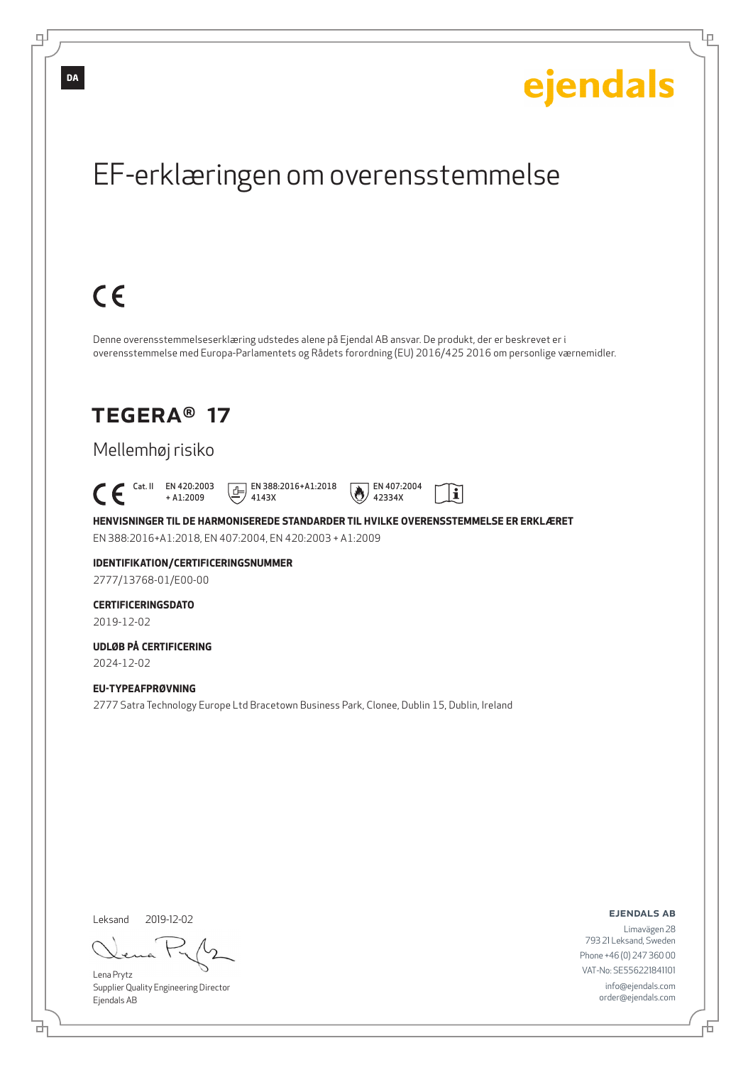DA

ejendals

# EF-erklæringen om overensstemmelse

CE

Denne overensstemmelseserklæring udstedes alene på Ejendal AB ansvar. De produkt, der er beskrevet er i overensstemmelse med Europa-Parlamentets og Rådets forordning (EU) 2016/425 2016 om personlige værnemidler.

## TEGERA® 17

Mellemhøj risiko

CE Cat. II EN 420:2003 + A1:2009 EN 388:2016+A1:2018 4143X EN 407:2004 42334X

**HENVISNINGER TIL DE HARMONISEREDE STANDARDER TIL HVILKE OVERENSSTEMMELSE ER ERKLÆRET**

EN 388:2016+A1:2018, EN 407:2004, EN 420:2003 + A1:2009

**IDENTIFIKATION/CERTIFICERINGSNUMMER**

2777/13768-01/E00-00

**CERTIFICERINGSDATO**

2019-12-02

**UDLØB PÅ CERTIFICERING**

2024-12-02

**EU-TYPEAFPRØVNING**

2777 Satra Technology Europe Ltd Bracetown Business Park, Clonee, Dublin 15, Dublin, Ireland

Leksand 2019-12-02

Lena Prytz
Supplier Quality Engineering Director
Ejendals AB

**EJENDALS AB**
Limavägen 28
793 21 Leksand, Sweden
Phone +46 (0) 247 360 00
VAT-No: SE556221841101
info@ejendals.com
order@ejendals.com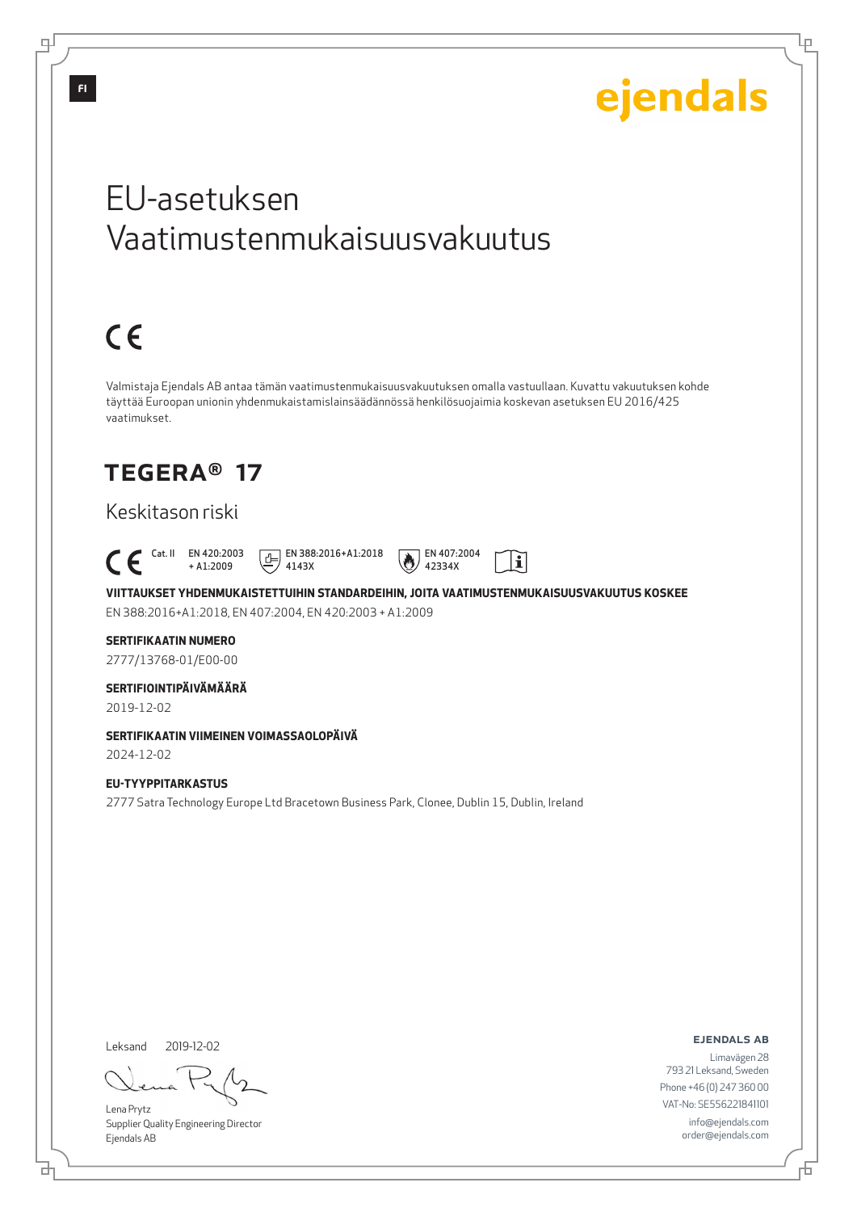FI

ejendals

# EU-asetuksen Vaatimustenmukaisuusvakuutus

CE

Valmistaja Ejendals AB antaa tämän vaatimustenmukaisuusvakuutuksen omalla vastuullaan. Kuvattu vakuutuksen kohde täyttää Euroopan unionin yhdenmukaistamislainsäädännössä henkilösuojaimia koskevan asetuksen EU 2016/425 vaatimukset.

## TEGERA® 17

Keskitason riski

CE Cat. II EN 420:2003 + A1:2009 EN 388:2016+A1:2018 4143X EN 407:2004 42334X

**VIITTAUKSET YHDENMUKAISTETTUIHIN STANDARDEIHIN, JOITA VAATIMUSTENMUKAISUUSVAKUUTUS KOSKEE**

EN 388:2016+A1:2018, EN 407:2004, EN 420:2003 + A1:2009

**SERTIFIKAATIN NUMERO**

2777/13768-01/E00-00

**SERTIFIOINTIPÄIVÄMÄÄRÄ**

2019-12-02

**SERTIFIKAATIN VIIMEINEN VOIMASSAOLOPÄIVÄ**

2024-12-02

**EU-TYYPPITARKASTUS**

2777 Satra Technology Europe Ltd Bracetown Business Park, Clonee, Dublin 15, Dublin, Ireland

Leksand 2019-12-02

Lena Prytz
Supplier Quality Engineering Director
Ejendals AB

**EJENDALS AB**
Limavägen 28
793 21 Leksand, Sweden
Phone +46 (0) 247 360 00
VAT-No: SE556221841101
info@ejendals.com
order@ejendals.com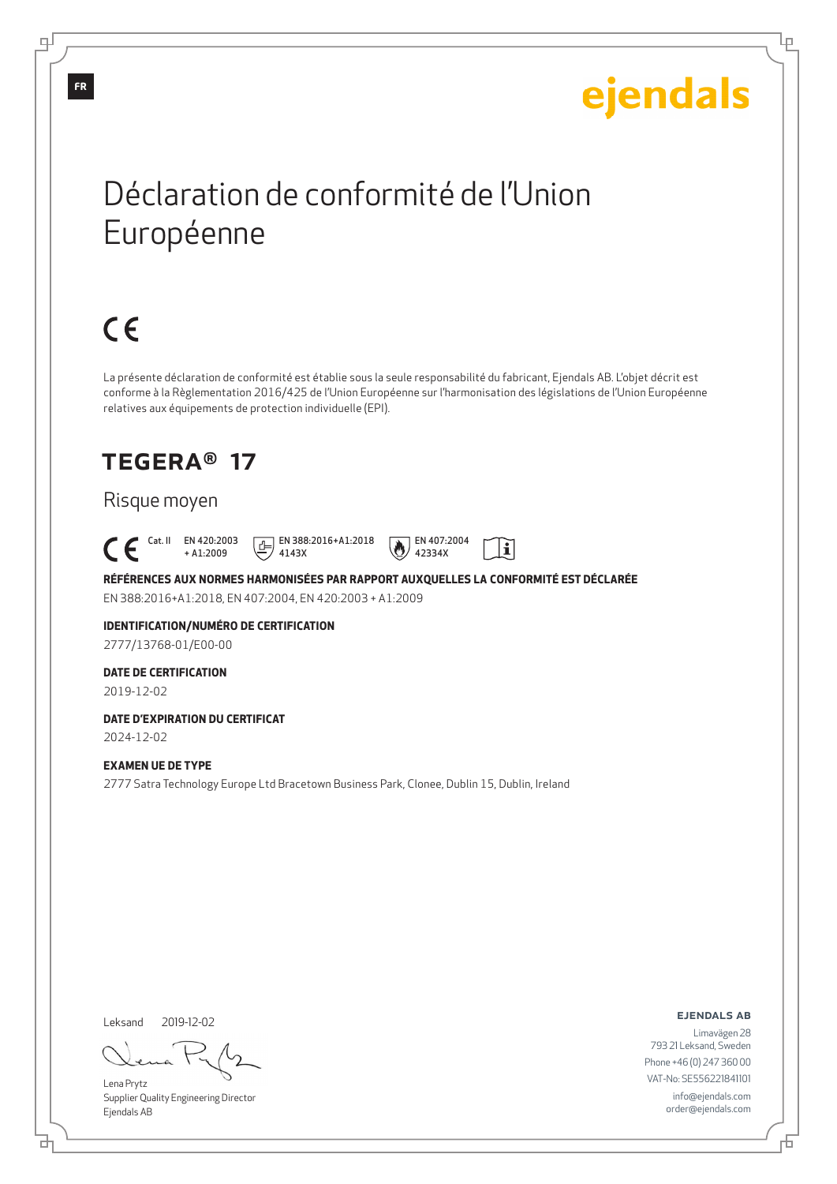FR

ejendals

# Déclaration de conformité de l'Union Européenne

CE

La présente déclaration de conformité est établie sous la seule responsabilité du fabricant, Ejendals AB. L'objet décrit est conforme à la Règlementation 2016/425 de l'Union Européenne sur l'harmonisation des législations de l'Union Européenne relatives aux équipements de protection individuelle (EPI).

## TEGERA® 17

Risque moyen

CE Cat. II EN 420:2003 + A1:2009 EN 388:2016+A1:2018 4143X EN 407:2004 42334X

**RÉFÉRENCES AUX NORMES HARMONISÉES PAR RAPPORT AUXQUELLES LA CONFORMITÉ EST DÉCLARÉE**

EN 388:2016+A1:2018, EN 407:2004, EN 420:2003 + A1:2009

**IDENTIFICATION/NUMÉRO DE CERTIFICATION**

2777/13768-01/E00-00

**DATE DE CERTIFICATION**

2019-12-02

**DATE D'EXPIRATION DU CERTIFICAT**

2024-12-02

**EXAMEN UE DE TYPE**

2777 Satra Technology Europe Ltd Bracetown Business Park, Clonee, Dublin 15, Dublin, Ireland

Leksand 2019-12-02

Lena Prytz
Supplier Quality Engineering Director
Ejendals AB

**EJENDALS AB**
Limavägen 28
793 21 Leksand, Sweden
Phone +46 (0) 247 360 00
VAT-No: SE556221841101
info@ejendals.com
order@ejendals.com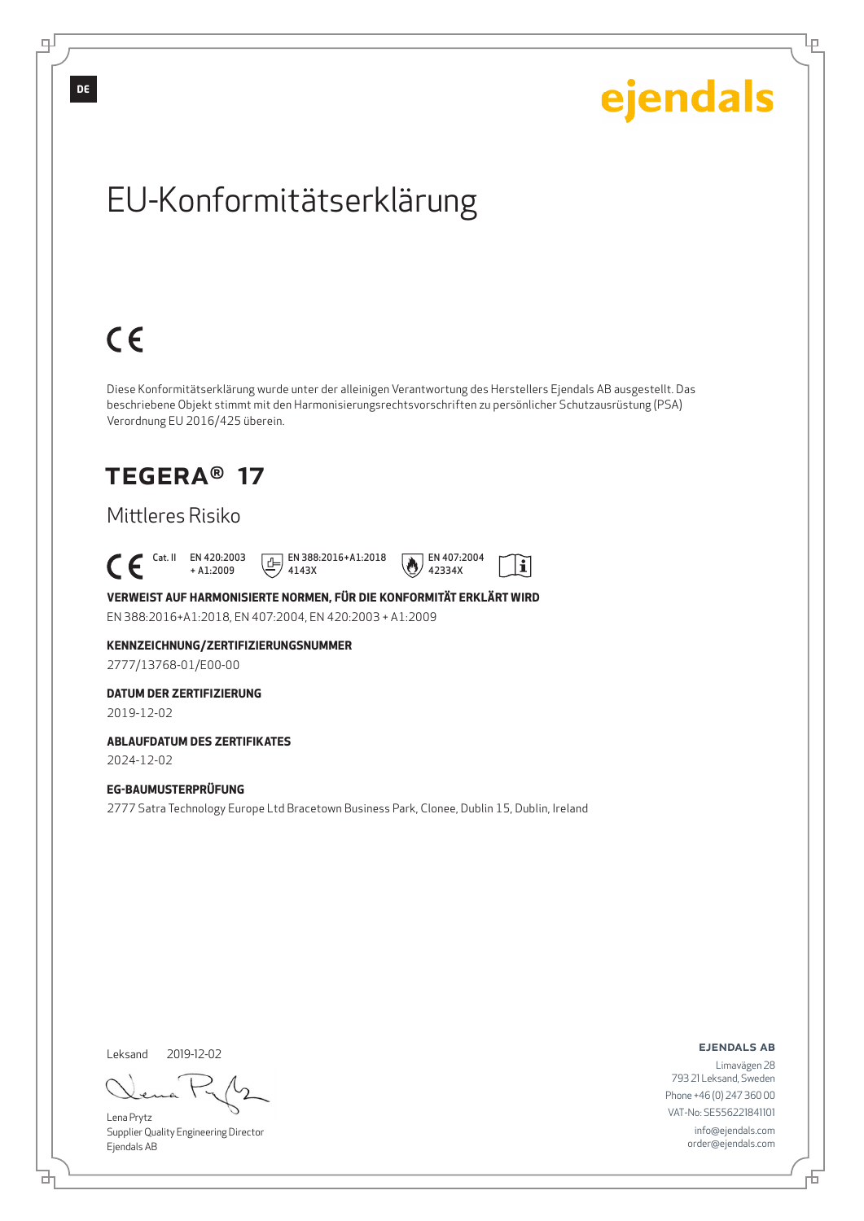DE

ejendals

# EU-Konformitätserklärung

CE

Diese Konformitätserklärung wurde unter der alleinigen Verantwortung des Herstellers Ejendals AB ausgestellt. Das beschriebene Objekt stimmt mit den Harmonisierungsrechtsvorschriften zu persönlicher Schutzausrüstung (PSA) Verordnung EU 2016/425 überein.

## TEGERA® 17

### Mittleres Risiko

CE Cat. II EN 420:2003 + A1:2009 EN 388:2016+A1:2018 4143X EN 407:2004 42334X

**VERWEIST AUF HARMONISIERTE NORMEN, FÜR DIE KONFORMITÄT ERKLÄRT WIRD**

EN 388:2016+A1:2018, EN 407:2004, EN 420:2003 + A1:2009

**KENNZEICHNUNG/ZERTIFIZIERUNGSNUMMER**

2777/13768-01/E00-00

**DATUM DER ZERTIFIZIERUNG**

2019-12-02

**ABLAUFDATUM DES ZERTIFIKATES**

2024-12-02

**EG-BAUMUSTERPRÜFUNG**

2777 Satra Technology Europe Ltd Bracetown Business Park, Clonee, Dublin 15, Dublin, Ireland

Leksand 2019-12-02

Lena Prytz
Supplier Quality Engineering Director
Ejendals AB

**EJENDALS AB**
Limavägen 28
793 21 Leksand, Sweden
Phone +46 (0) 247 360 00
VAT-No: SE556221841101
info@ejendals.com
order@ejendals.com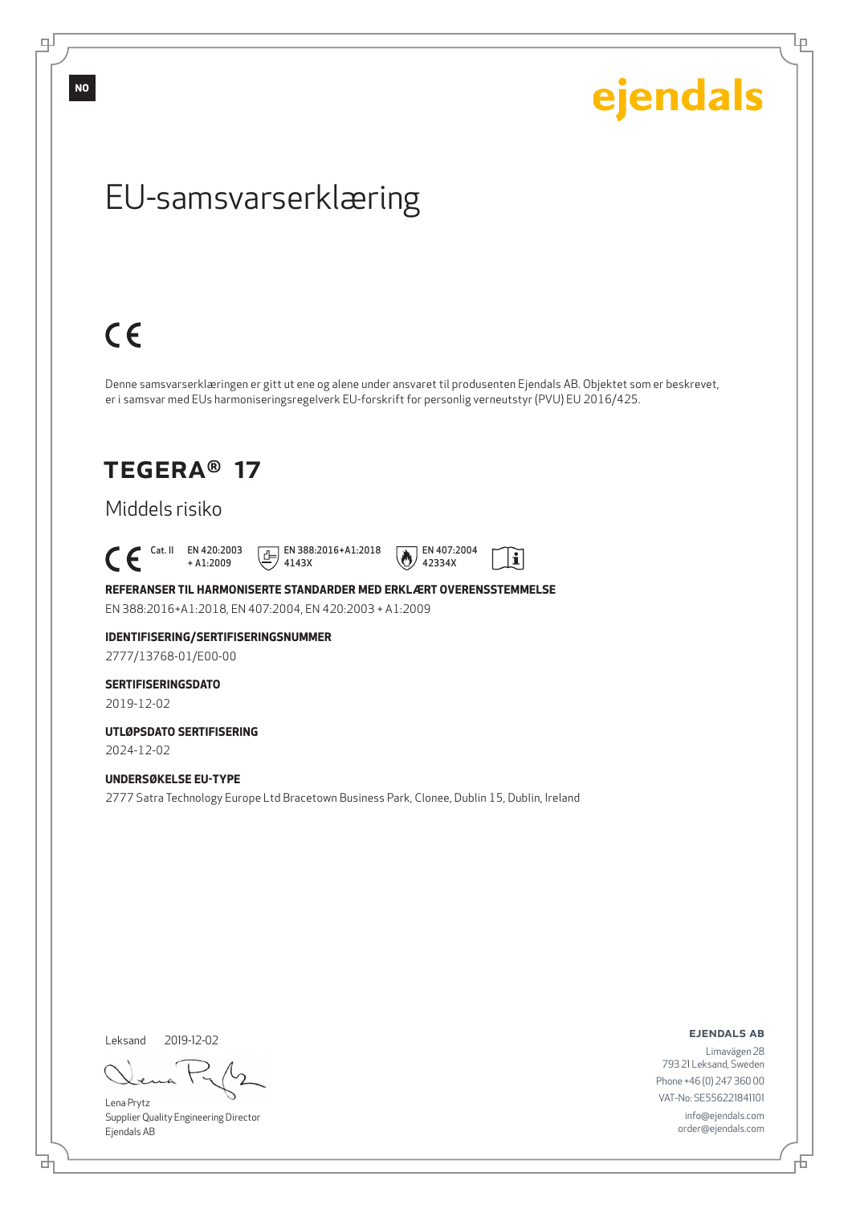NO

ejendals

# EU-samsvarserklæring

CE

Denne samsvarserklæringen er gitt ut ene og alene under ansvaret til produsenten Ejendals AB. Objektet som er beskrevet, er i samsvar med EUs harmoniseringsregelverk EU-forskrift for personlig verneutstyr (PVU) EU 2016/425.

## TEGERA® 17

### Middels risiko

CE Cat. II EN 420:2003 + A1:2009 EN 388:2016+A1:2018 4143X EN 407:2004 42334X

**REFERANSER TIL HARMONISERTE STANDARDER MED ERKLÆRT OVERENSSTEMMELSE**

EN 388:2016+A1:2018, EN 407:2004, EN 420:2003 + A1:2009

**IDENTIFISERING/SERTIFISERINGSNUMMER**

2777/13768-01/E00-00

**SERTIFISERINGSDATO**

2019-12-02

**UTLØPSDATO SERTIFISERING**

2024-12-02

**UNDERSØKELSE EU-TYPE**

2777 Satra Technology Europe Ltd Bracetown Business Park, Clonee, Dublin 15, Dublin, Ireland

Leksand 2019-12-02

Lena Prytz
Supplier Quality Engineering Director
Ejendals AB

**EJENDALS AB**

Limavägen 28
793 21 Leksand, Sweden
Phone +46 (0) 247 360 00
VAT-No: SE556221841101
info@ejendals.com
order@ejendals.com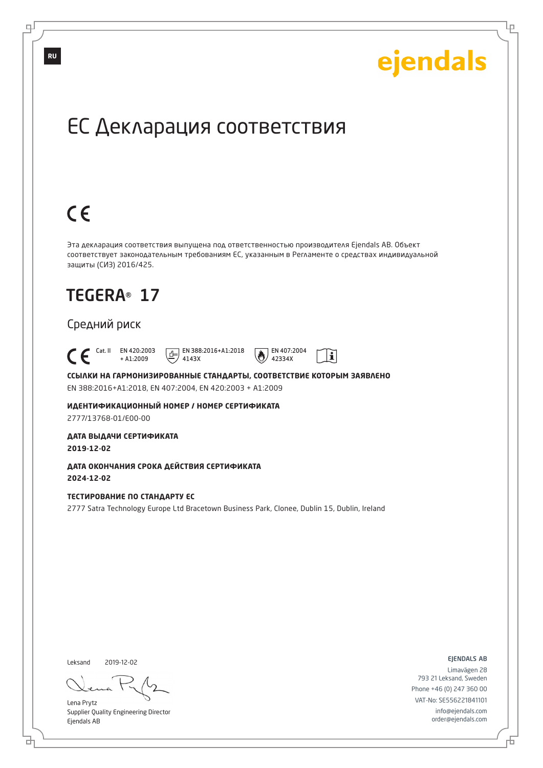RU

ejendals

# ЕС Декларация соответствия

CE

Эта декларация соответствия выпущена под ответственностью производителя Ejendals AB. Объект соответствует законодательным требованиям ЕС, указанным в Регламенте о средствах индивидуальной защиты (СИЗ) 2016/425.

## TEGERA® 17

Средний риск

CE Cat. II EN 420:2003 + A1:2009 EN 388:2016+A1:2018 4143X EN 407:2004 42334X

**ССЫЛКИ НА ГАРМОНИЗИРОВАННЫЕ СТАНДАРТЫ, СООТВЕТСТВИЕ КОТОРЫМ ЗАЯВЛЕНО**

EN 388:2016+A1:2018, EN 407:2004, EN 420:2003 + A1:2009

**ИДЕНТИФИКАЦИОННЫЙ НОМЕР / НОМЕР СЕРТИФИКАТА**

2777/13768-01/E00-00

**ДАТА ВЫДАЧИ СЕРТИФИКАТА**

**2019-12-02**

**ДАТА ОКОНЧАНИЯ СРОКА ДЕЙСТВИЯ СЕРТИФИКАТА**

**2024-12-02**

**ТЕСТИРОВАНИЕ ПО СТАНДАРТУ ЕС**

2777 Satra Technology Europe Ltd Bracetown Business Park, Clonee, Dublin 15, Dublin, Ireland

Leksand 2019-12-02

Lena Prytz
Supplier Quality Engineering Director
Ejendals AB

EJENDALS AB
Limavägen 28
793 21 Leksand, Sweden
Phone +46 (0) 247 360 00
VAT-No: SE556221841101
info@ejendals.com
order@ejendals.com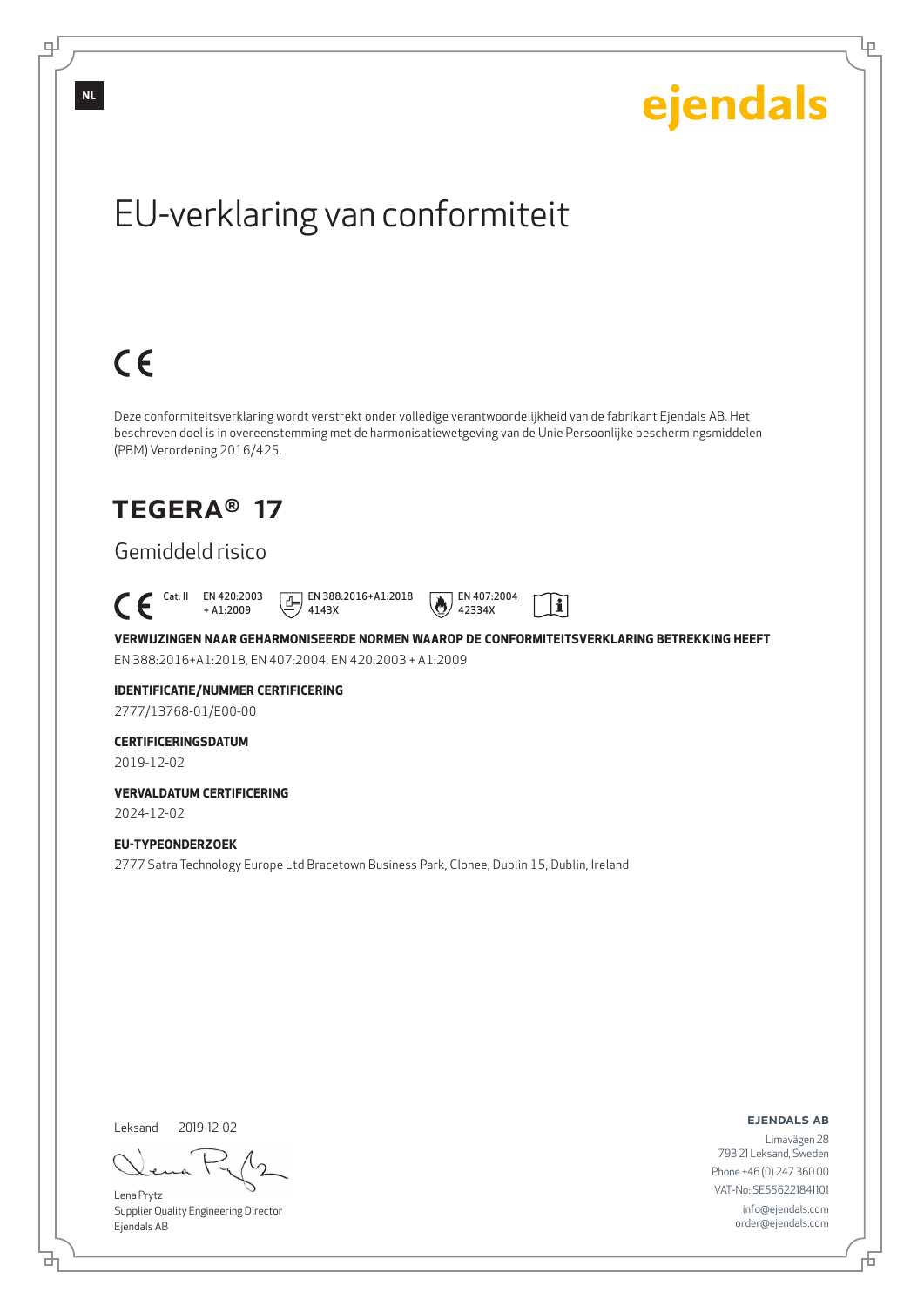NL

ejendals

# EU-verklaring van conformiteit

CE

Deze conformiteitsverklaring wordt verstrekt onder volledige verantwoordelijkheid van de fabrikant Ejendals AB. Het beschreven doel is in overeenstemming met de harmonisatiewetgeving van de Unie Persoonlijke beschermingsmiddelen (PBM) Verordening 2016/425.

## TEGERA® 17

### Gemiddeld risico

CE Cat. II EN 420:2003 + A1:2009 EN 388:2016+A1:2018 4143X EN 407:2004 42334X

**VERWIJZINGEN NAAR GEHARMONISEERDE NORMEN WAAROP DE CONFORMITEITSVERKLARING BETREKKING HEEFT**

EN 388:2016+A1:2018, EN 407:2004, EN 420:2003 + A1:2009

**IDENTIFICATIE/NUMMER CERTIFICERING**

2777/13768-01/E00-00

**CERTIFICERINGSDATUM**

2019-12-02

**VERVALDATUM CERTIFICERING**

2024-12-02

**EU-TYPEONDERZOEK**

2777 Satra Technology Europe Ltd Bracetown Business Park, Clonee, Dublin 15, Dublin, Ireland

Leksand 2019-12-02

Lena Prytz
Supplier Quality Engineering Director
Ejendals AB

**EJENDALS AB**
Limavägen 28
793 21 Leksand, Sweden
Phone +46 (0) 247 360 00
VAT-No: SE556221841101
info@ejendals.com
order@ejendals.com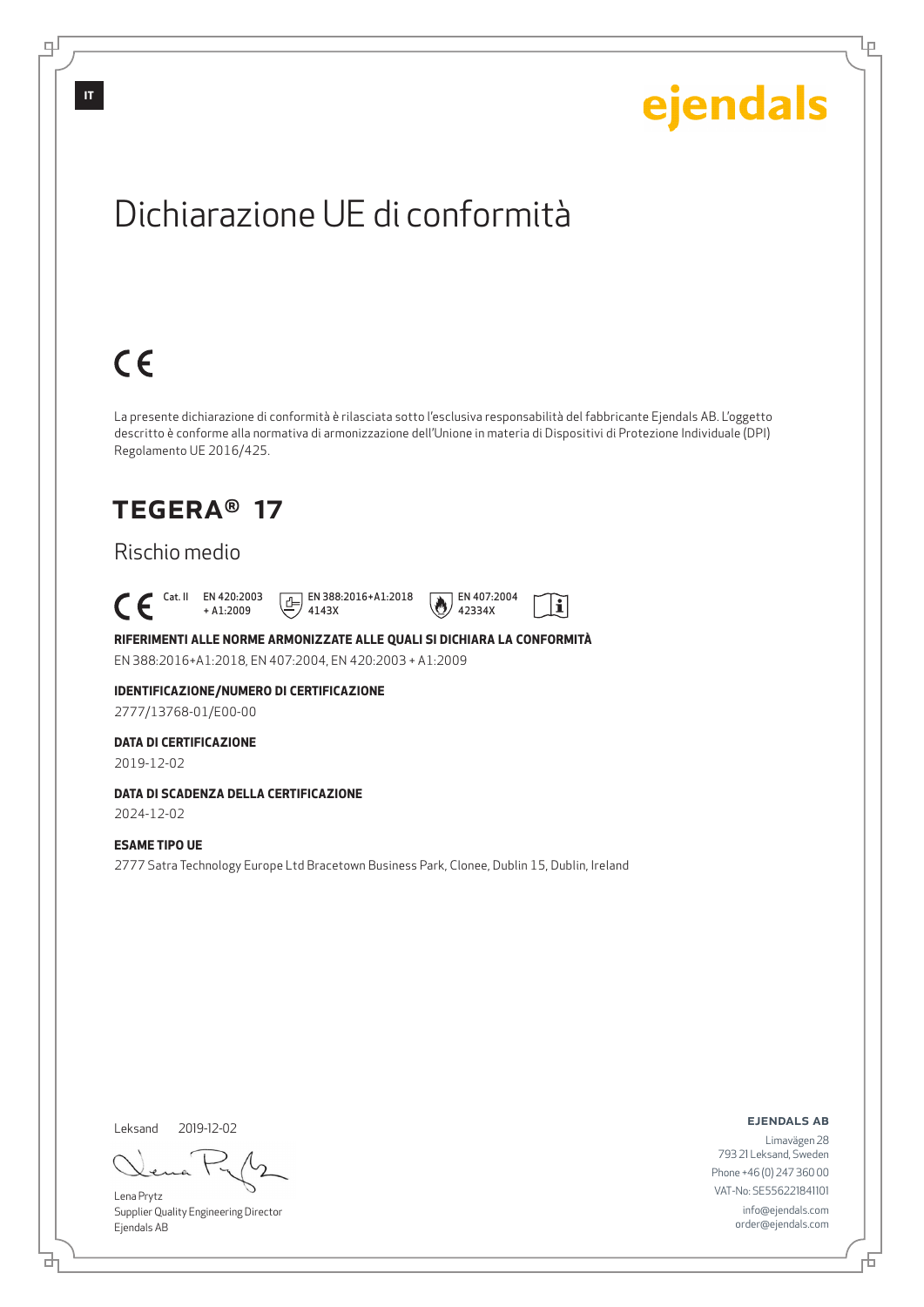IT

ejendals

# Dichiarazione UE di conformità

CE

La presente dichiarazione di conformità è rilasciata sotto l'esclusiva responsabilità del fabbricante Ejendals AB. L'oggetto descritto è conforme alla normativa di armonizzazione dell'Unione in materia di Dispositivi di Protezione Individuale (DPI) Regolamento UE 2016/425.

## TEGERA® 17

### Rischio medio

CE Cat. II EN 420:2003 + A1:2009 EN 388:2016+A1:2018 4143X EN 407:2004 42334X

**RIFERIMENTI ALLE NORME ARMONIZZATE ALLE QUALI SI DICHIARA LA CONFORMITÀ**

EN 388:2016+A1:2018, EN 407:2004, EN 420:2003 + A1:2009

**IDENTIFICAZIONE/NUMERO DI CERTIFICAZIONE**

2777/13768-01/E00-00

**DATA DI CERTIFICAZIONE**

2019-12-02

**DATA DI SCADENZA DELLA CERTIFICAZIONE**

2024-12-02

**ESAME TIPO UE**

2777 Satra Technology Europe Ltd Bracetown Business Park, Clonee, Dublin 15, Dublin, Ireland

Leksand 2019-12-02

Lena Prytz
Supplier Quality Engineering Director
Ejendals AB

**EJENDALS AB**
Limavägen 28
793 21 Leksand, Sweden
Phone +46 (0) 247 360 00
VAT-No: SE556221841101
info@ejendals.com
order@ejendals.com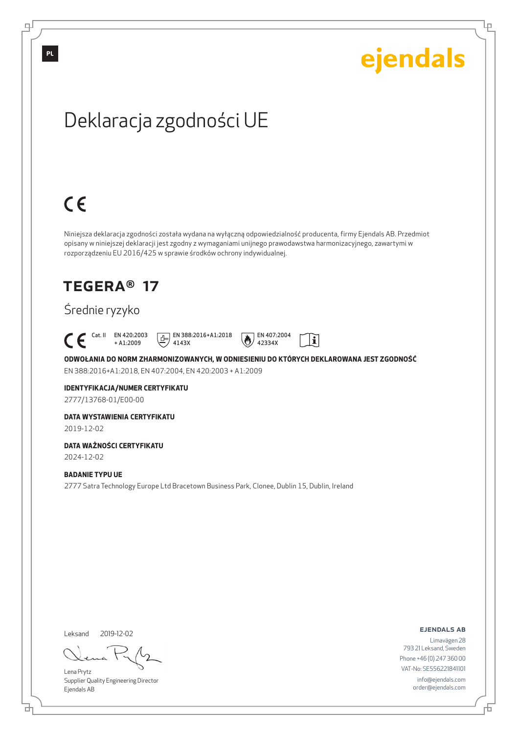PL

ejendals

# Deklaracja zgodności UE

CE

Niniejsza deklaracja zgodności została wydana na wyłączną odpowiedzialność producenta, firmy Ejendals AB. Przedmiot opisany w niniejszej deklaracji jest zgodny z wymaganiami unijnego prawodawstwa harmonizacyjnego, zawartymi w rozporządzeniu EU 2016/425 w sprawie środków ochrony indywidualnej.

## TEGERA® 17

### Średnie ryzyko

CE Cat. II EN 420:2003 + A1:2009 EN 388:2016+A1:2018 4143X EN 407:2004 42334X

**ODWOŁANIA DO NORM ZHARMONIZOWANYCH, W ODNIESIENIU DO KTÓRYCH DEKLAROWANA JEST ZGODNOŚĆ**

EN 388:2016+A1:2018, EN 407:2004, EN 420:2003 + A1:2009

**IDENTYFIKACJA/NUMER CERTYFIKATU**

2777/13768-01/E00-00

**DATA WYSTAWIENIA CERTYFIKATU**

2019-12-02

**DATA WAŻNOŚCI CERTYFIKATU**

2024-12-02

**BADANIE TYPU UE**

2777 Satra Technology Europe Ltd Bracetown Business Park, Clonee, Dublin 15, Dublin, Ireland

Leksand 2019-12-02

Lena Prytz
Supplier Quality Engineering Director
Ejendals AB

**EJENDALS AB**
Limavägen 28
793 21 Leksand, Sweden
Phone +46 (0) 247 360 00
VAT-No: SE556221841101
info@ejendals.com
order@ejendals.com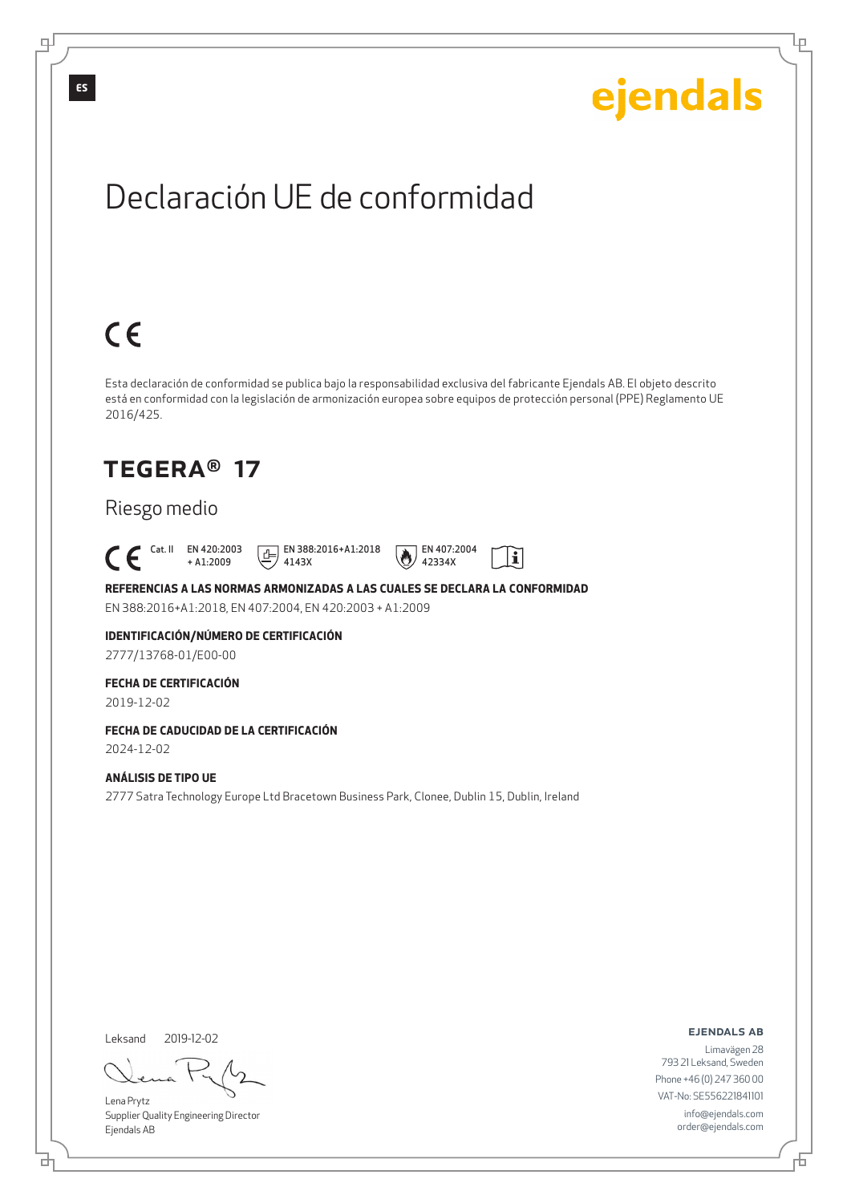ES

ejendals

# Declaración UE de conformidad

CE

Esta declaración de conformidad se publica bajo la responsabilidad exclusiva del fabricante Ejendals AB. El objeto descrito está en conformidad con la legislación de armonización europea sobre equipos de protección personal (PPE) Reglamento UE 2016/425.

## TEGERA® 17

Riesgo medio

CE Cat. II EN 420:2003 + A1:2009 EN 388:2016+A1:2018 4143X EN 407:2004 42334X

**REFERENCIAS A LAS NORMAS ARMONIZADAS A LAS CUALES SE DECLARA LA CONFORMIDAD**

EN 388:2016+A1:2018, EN 407:2004, EN 420:2003 + A1:2009

**IDENTIFICACIÓN/NÚMERO DE CERTIFICACIÓN**

2777/13768-01/E00-00

**FECHA DE CERTIFICACIÓN**

2019-12-02

**FECHA DE CADUCIDAD DE LA CERTIFICACIÓN**

2024-12-02

**ANÁLISIS DE TIPO UE**

2777 Satra Technology Europe Ltd Bracetown Business Park, Clonee, Dublin 15, Dublin, Ireland

Leksand 2019-12-02

Lena Prytz
Supplier Quality Engineering Director
Ejendals AB

**EJENDALS AB**
Limavägen 28
793 21 Leksand, Sweden
Phone +46 (0) 247 360 00
VAT-No: SE556221841101
info@ejendals.com
order@ejendals.com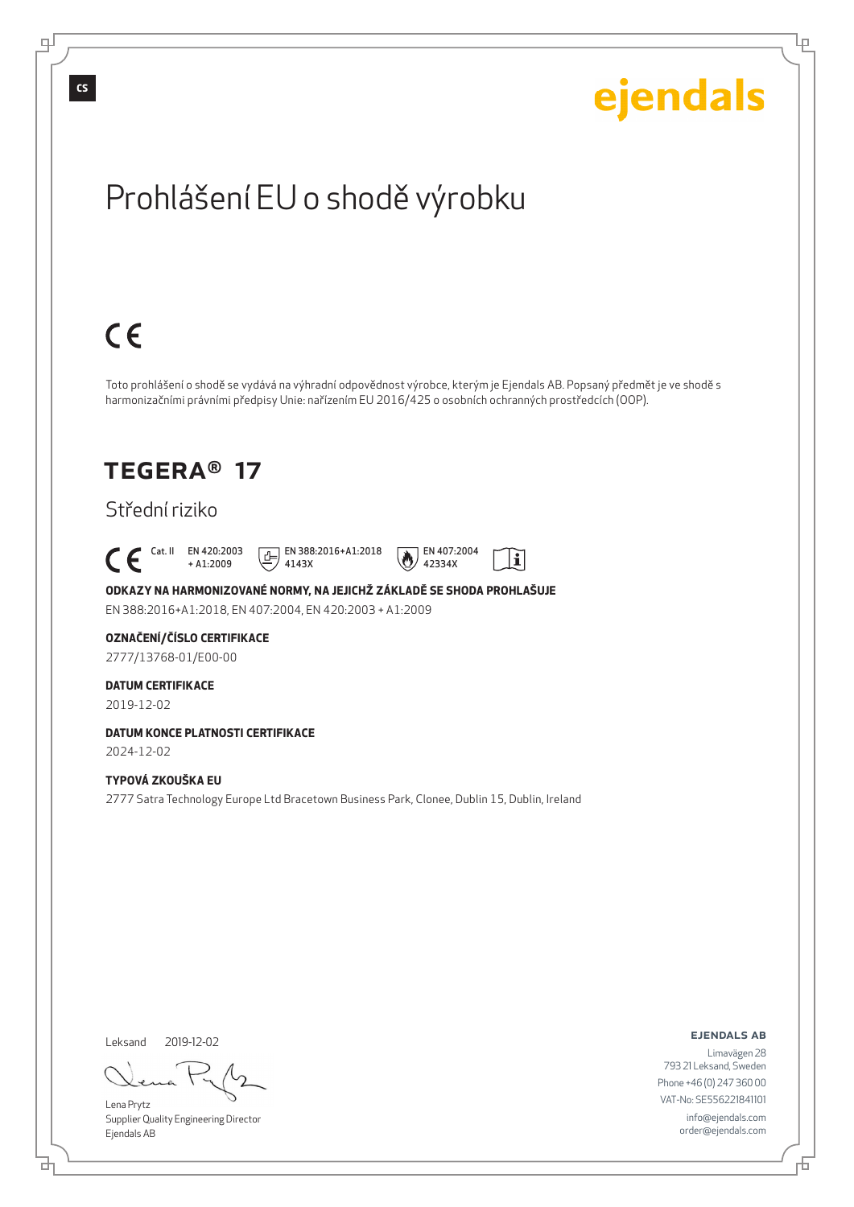CS

ejendals

# Prohlášení EU o shodě výrobku

CE

Toto prohlášení o shodě se vydává na výhradní odpovědnost výrobce, kterým je Ejendals AB. Popsaný předmět je ve shodě s harmonizačními právními předpisy Unie: nařízením EU 2016/425 o osobních ochranných prostředcích (OOP).

## TEGERA® 17

Střední riziko

CE Cat. II EN 420:2003 + A1:2009 EN 388:2016+A1:2018 4143X EN 407:2004 42334X

**ODKAZY NA HARMONIZOVANÉ NORMY, NA JEJICHŽ ZÁKLADĚ SE SHODA PROHLAŠUJE**

EN 388:2016+A1:2018, EN 407:2004, EN 420:2003 + A1:2009

**OZNAČENÍ/ČÍSLO CERTIFIKACE**

2777/13768-01/E00-00

**DATUM CERTIFIKACE**

2019-12-02

**DATUM KONCE PLATNOSTI CERTIFIKACE**

2024-12-02

**TYPOVÁ ZKOUŠKA EU**

2777 Satra Technology Europe Ltd Bracetown Business Park, Clonee, Dublin 15, Dublin, Ireland

Leksand 2019-12-02

Lena Prytz
Supplier Quality Engineering Director
Ejendals AB

**EJENDALS AB**
Limavägen 28
793 21 Leksand, Sweden
Phone +46 (0) 247 360 00
VAT-No: SE556221841101
info@ejendals.com
order@ejendals.com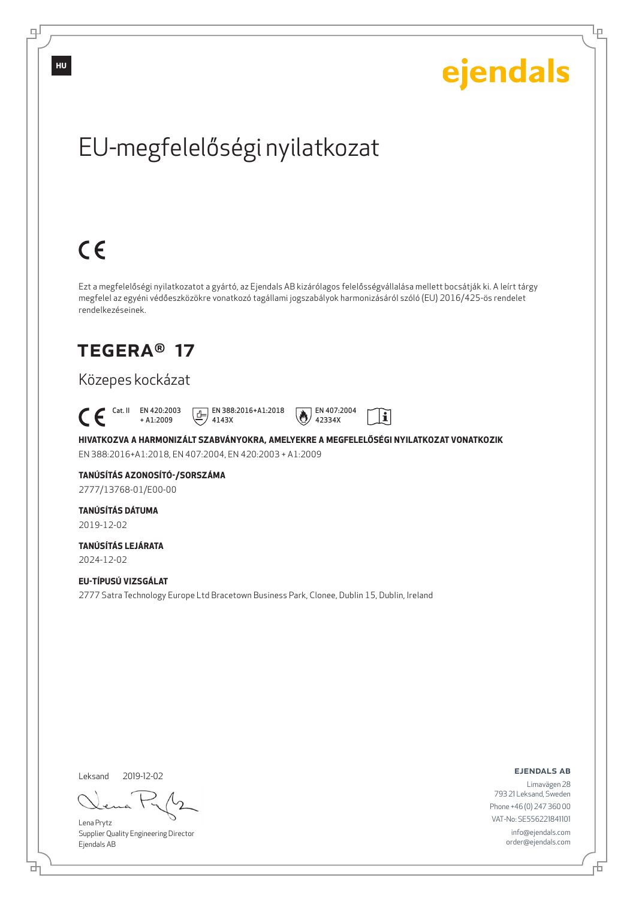HU

ejendals

# EU-megfelelőségi nyilatkozat

CE

Ezt a megfelelőségi nyilatkozatot a gyártó, az Ejendals AB kizárólagos felelősségvállalása mellett bocsátják ki. A leírt tárgy megfelel az egyéni védőeszközökre vonatkozó tagállami jogszabályok harmonizásáról szóló (EU) 2016/425-ös rendelet rendelkezéseinek.

## TEGERA® 17

Közepes kockázat

CE Cat. II EN 420:2003 + A1:2009 EN 388:2016+A1:2018 4143X EN 407:2004 42334X

**HIVATKOZVA A HARMONIZÁLT SZABVÁNYOKRA, AMELYEKRE A MEGFELELŐSÉGI NYILATKOZAT VONATKOZIK**

EN 388:2016+A1:2018, EN 407:2004, EN 420:2003 + A1:2009

**TANÚSÍTÁS AZONOSÍTÓ-/SORSZÁMA**

2777/13768-01/E00-00

**TANÚSÍTÁS DÁTUMA**

2019-12-02

**TANÚSÍTÁS LEJÁRATA**

2024-12-02

**EU-TÍPUSÚ VIZSGÁLAT**

2777 Satra Technology Europe Ltd Bracetown Business Park, Clonee, Dublin 15, Dublin, Ireland

Leksand 2019-12-02

Lena Prytz
Supplier Quality Engineering Director
Ejendals AB

**EJENDALS AB**
Limavägen 28
793 21 Leksand, Sweden
Phone +46 (0) 247 360 00
VAT-No: SE556221841101
info@ejendals.com
order@ejendals.com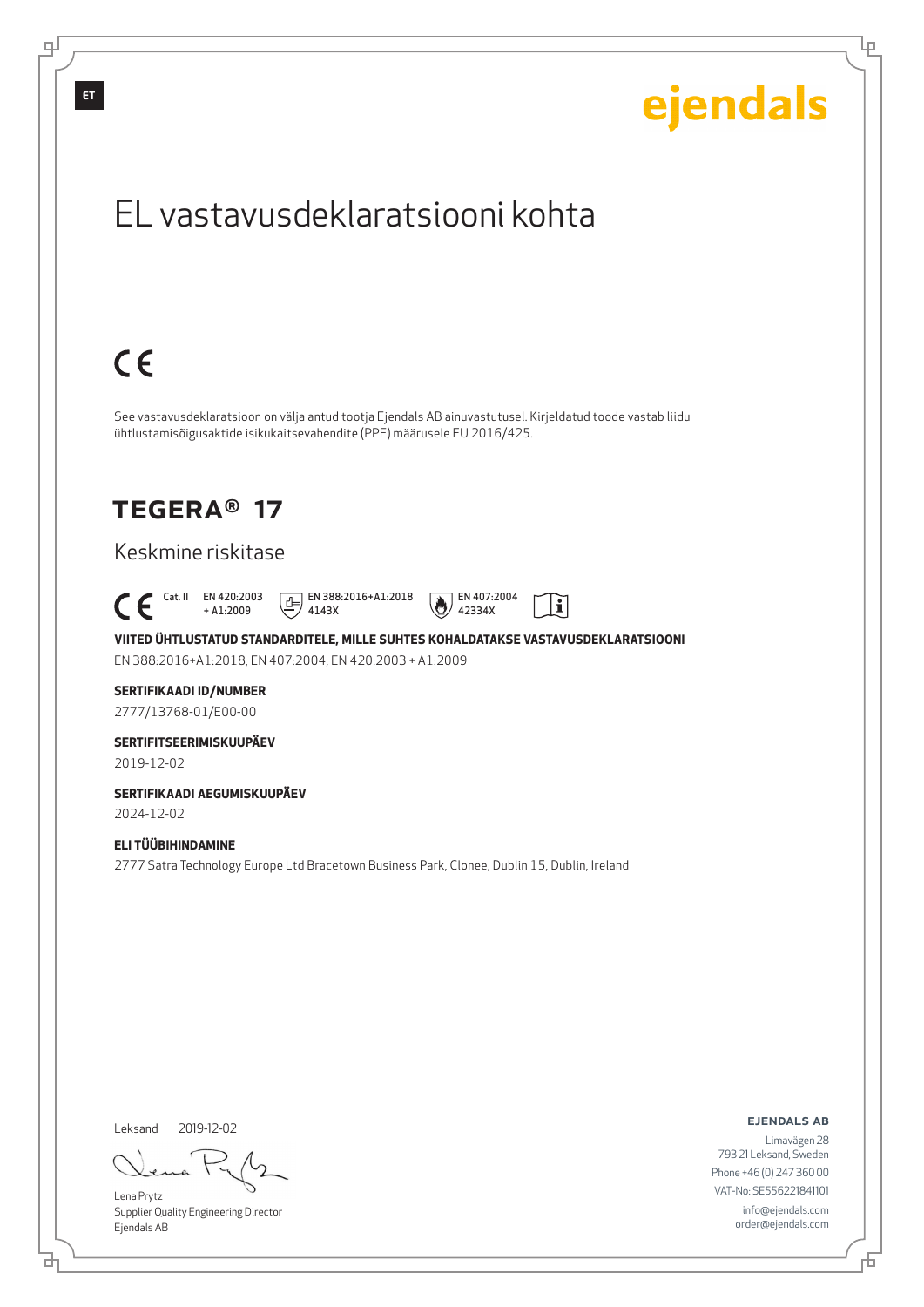ET

ejendals

# EL vastavusdeklaratsiooni kohta

CE

See vastavusdeklaratsioon on välja antud tootja Ejendals AB ainuvastutusel. Kirjeldatud toode vastab liidu ühtlustamisõigusaktide isikukaitsevahendite (PPE) määrusele EU 2016/425.

## TEGERA® 17

### Keskmine riskitase

CE Cat. II EN 420:2003 + A1:2009 EN 388:2016+A1:2018 4143X EN 407:2004 42334X

**VIITED ÜHTLUSTATUD STANDARDITELE, MILLE SUHTES KOHALDATAKSE VASTAVUSDEKLARATSIOONI**

EN 388:2016+A1:2018, EN 407:2004, EN 420:2003 + A1:2009

**SERTIFIKAADI ID/NUMBER**

2777/13768-01/E00-00

**SERTIFITSEERIMISKUUPÄEV**

2019-12-02

**SERTIFIKAADI AEGUMISKUUPÄEV**

2024-12-02

**ELI TÜÜBIHINDAMINE**

2777 Satra Technology Europe Ltd Bracetown Business Park, Clonee, Dublin 15, Dublin, Ireland

Leksand 2019-12-02

Lena Prytz
Supplier Quality Engineering Director
Ejendals AB

**EJENDALS AB**
Limavägen 28
793 21 Leksand, Sweden
Phone +46 (0) 247 360 00
VAT-No: SE556221841101
info@ejendals.com
order@ejendals.com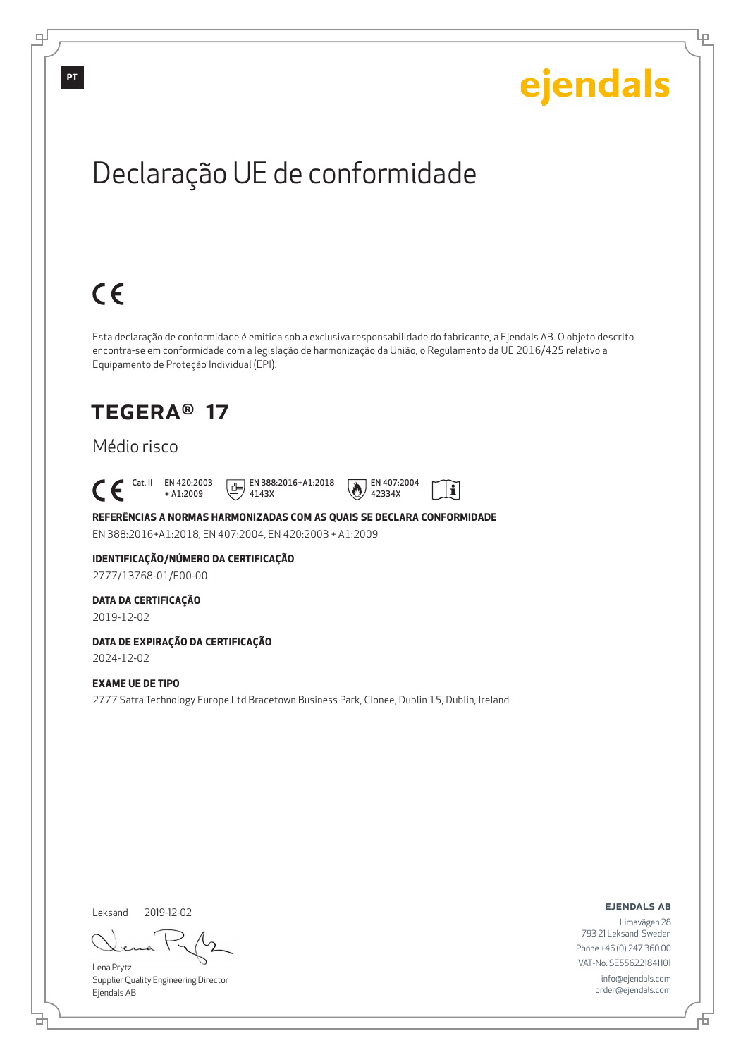PT

ejendals

# Declaração UE de conformidade

CE

Esta declaração de conformidade é emitida sob a exclusiva responsabilidade do fabricante, a Ejendals AB. O objeto descrito encontra-se em conformidade com a legislação de harmonização da União, o Regulamento da UE 2016/425 relativo a Equipamento de Proteção Individual (EPI).

## TEGERA® 17

Médio risco

CE Cat. II EN 420:2003 + A1:2009 EN 388:2016+A1:2018 4143X EN 407:2004 42334X

**REFERÊNCIAS A NORMAS HARMONIZADAS COM AS QUAIS SE DECLARA CONFORMIDADE**

EN 388:2016+A1:2018, EN 407:2004, EN 420:2003 + A1:2009

**IDENTIFICAÇÃO/NÚMERO DA CERTIFICAÇÃO**

2777/13768-01/E00-00

**DATA DA CERTIFICAÇÃO**

2019-12-02

**DATA DE EXPIRAÇÃO DA CERTIFICAÇÃO**

2024-12-02

**EXAME UE DE TIPO**

2777 Satra Technology Europe Ltd Bracetown Business Park, Clonee, Dublin 15, Dublin, Ireland

Leksand 2019-12-02

Lena Prytz
Supplier Quality Engineering Director
Ejendals AB

**EJENDALS AB**

Limavägen 28
793 21 Leksand, Sweden
Phone +46 (0) 247 360 00
VAT-No: SE556221841101
info@ejendals.com
order@ejendals.com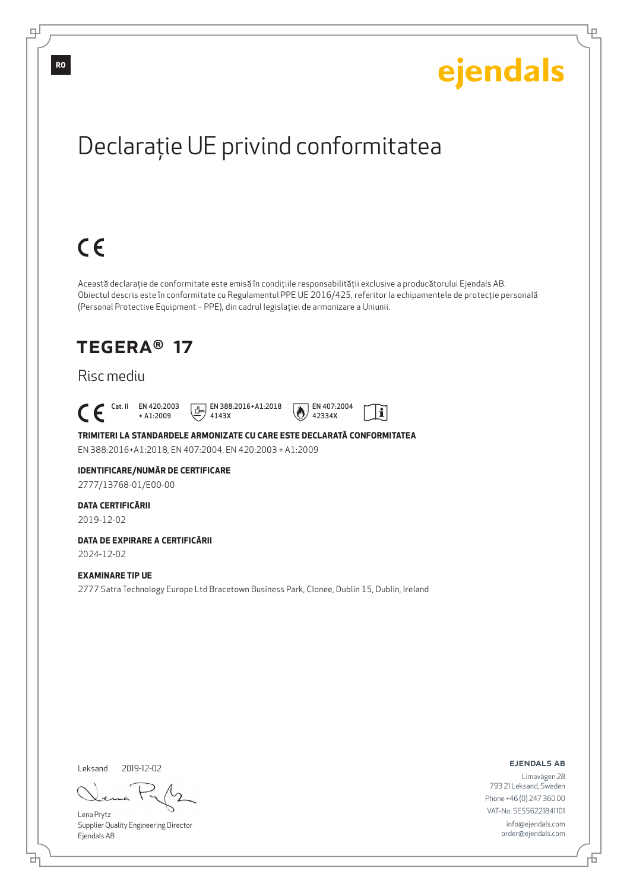RO

ejendals

# Declarație UE privind conformitatea

CE

Această declarație de conformitate este emisă în condițiile responsabilității exclusive a producătorului Ejendals AB. Obiectul descris este în conformitate cu Regulamentul PPE UE 2016/425, referitor la echipamentele de protecție personală (Personal Protective Equipment – PPE), din cadrul legislației de armonizare a Uniunii.

## TEGERA® 17

Risc mediu

CE Cat. II EN 420:2003 + A1:2009 EN 388:2016+A1:2018 4143X EN 407:2004 42334X

**TRIMITERI LA STANDARDELE ARMONIZATE CU CARE ESTE DECLARATĂ CONFORMITATEA**

EN 388:2016+A1:2018, EN 407:2004, EN 420:2003 + A1:2009

**IDENTIFICARE/NUMĂR DE CERTIFICARE**

2777/13768-01/E00-00

**DATA CERTIFICĂRII**

2019-12-02

**DATA DE EXPIRARE A CERTIFICĂRII**

2024-12-02

**EXAMINARE TIP UE**

2777 Satra Technology Europe Ltd Bracetown Business Park, Clonee, Dublin 15, Dublin, Ireland

Leksand 2019-12-02

Lena Prytz
Supplier Quality Engineering Director
Ejendals AB

**EJENDALS AB**
Limavägen 28
793 21 Leksand, Sweden
Phone +46 (0) 247 360 00
VAT-No: SE556221841101
info@ejendals.com
order@ejendals.com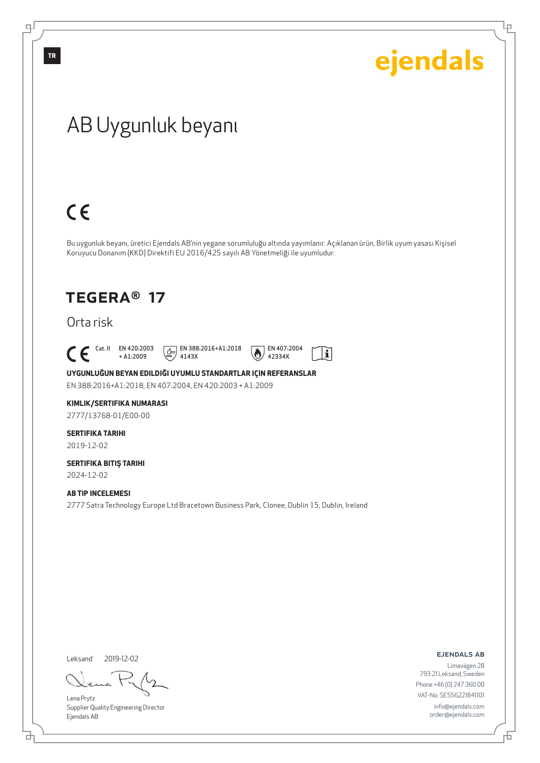ejendals

# AB Uygunluk beyanı

CE

Bu uygunluk beyanı, üretici Ejendals AB'nin yegane sorumluluğu altında yayımlanır. Açıklanan ürün, Birlik uyum yasası Kişisel Koruyucu Donanım (KKD) Direktifi EU 2016/425 sayılı AB Yönetmeliği ile uyumludur.

## TEGERA® 17

Orta risk

CE Cat. II EN 420:2003 + A1:2009 EN 388:2016+A1:2018 4143X EN 407:2004 42334X

**UYGUNLUĞUN BEYAN EDILDIĞI UYUMLU STANDARTLAR IÇIN REFERANSLAR**

EN 388:2016+A1:2018, EN 407:2004, EN 420:2003 + A1:2009

**KIMLIK/SERTIFIKA NUMARASI**

2777/13768-01/E00-00

**SERTIFIKA TARIHI**

2019-12-02

**SERTIFIKA BITIŞ TARIHI**

2024-12-02

**AB TIP INCELEMESI**

2777 Satra Technology Europe Ltd Bracetown Business Park, Clonee, Dublin 15, Dublin, Ireland

Leksand 2019-12-02

Lena Prytz
Supplier Quality Engineering Director
Ejendals AB

**EJENDALS AB**
Limavägen 28
793 21 Leksand, Sweden
Phone +46 (0) 247 360 00
VAT-No: SE556221841101
info@ejendals.com
order@ejendals.com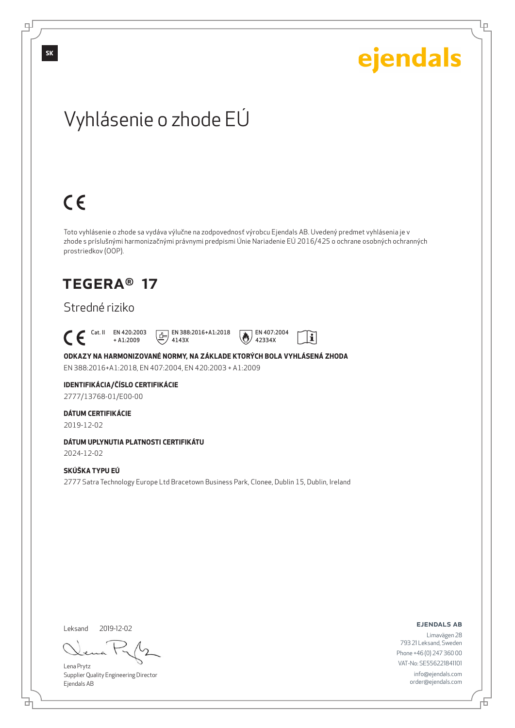SK

ejendals

# Vyhlásenie o zhode EÚ

CE

Toto vyhlásenie o zhode sa vydáva výlučne na zodpovednosť výrobcu Ejendals AB. Uvedený predmet vyhlásenia je v zhode s príslušnými harmonizačnými právnymi predpismi Únie Nariadenie EÚ 2016/425 o ochrane osobných ochranných prostriedkov (OOP).

## TEGERA® 17

Stredné riziko

CE Cat. II EN 420:2003 + A1:2009 EN 388:2016+A1:2018 4143X EN 407:2004 42334X

**ODKAZY NA HARMONIZOVANÉ NORMY, NA ZÁKLADE KTORÝCH BOLA VYHLÁSENÁ ZHODA**

EN 388:2016+A1:2018, EN 407:2004, EN 420:2003 + A1:2009

**IDENTIFIKÁCIA/ČÍSLO CERTIFIKÁCIE**

2777/13768-01/E00-00

**DÁTUM CERTIFIKÁCIE**

2019-12-02

**DÁTUM UPLYNUTIA PLATNOSTI CERTIFIKÁTU**

2024-12-02

**SKÚŠKA TYPU EÚ**

2777 Satra Technology Europe Ltd Bracetown Business Park, Clonee, Dublin 15, Dublin, Ireland

Leksand 2019-12-02

Lena Prytz
Supplier Quality Engineering Director
Ejendals AB

**EJENDALS AB**

Limavägen 28
793 21 Leksand, Sweden
Phone +46 (0) 247 360 00
VAT-No: SE556221841101
info@ejendals.com
order@ejendals.com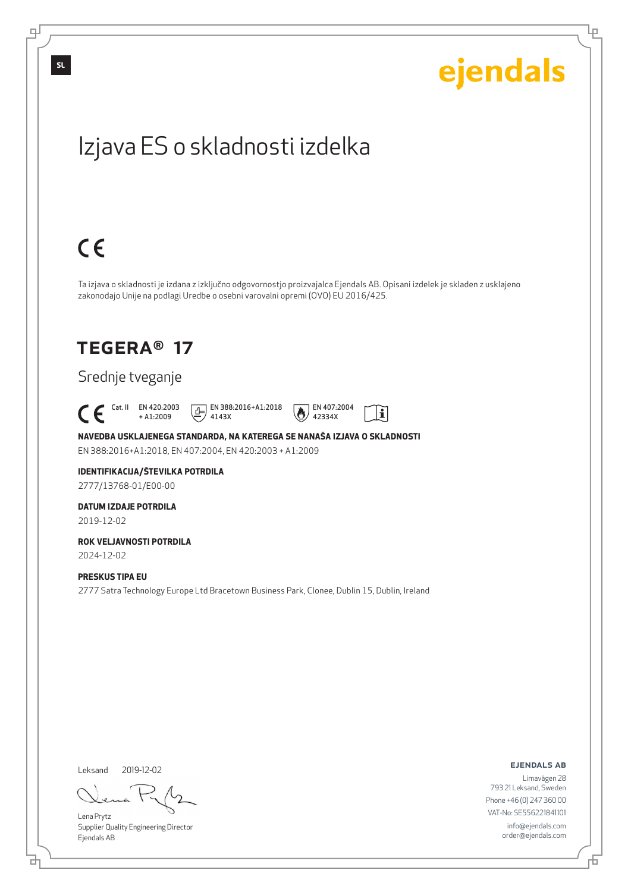SL

ejendals

# Izjava ES o skladnosti izdelka

CE

Ta izjava o skladnosti je izdana z izključno odgovornostjo proizvajalca Ejendals AB. Opisani izdelek je skladen z usklajeno zakonodajo Unije na podlagi Uredbe o osebni varovalni opremi (OVO) EU 2016/425.

## TEGERA® 17

### Srednje tveganje

CE Cat. II EN 420:2003 + A1:2009 EN 388:2016+A1:2018 4143X EN 407:2004 42334X

**NAVEDBA USKLAJENEGA STANDARDA, NA KATEREGA SE NANAŠA IZJAVA O SKLADNOSTI**

EN 388:2016+A1:2018, EN 407:2004, EN 420:2003 + A1:2009

**IDENTIFIKACIJA/ŠTEVILKA POTRDILA**

2777/13768-01/E00-00

**DATUM IZDAJE POTRDILA**

2019-12-02

**ROK VELJAVNOSTI POTRDILA**

2024-12-02

**PRESKUS TIPA EU**

2777 Satra Technology Europe Ltd Bracetown Business Park, Clonee, Dublin 15, Dublin, Ireland

Leksand 2019-12-02

Lena Prytz
Supplier Quality Engineering Director
Ejendals AB

**EJENDALS AB**
Limavägen 28
793 21 Leksand, Sweden
Phone +46 (0) 247 360 00
VAT-No: SE556221841101
info@ejendals.com
order@ejendals.com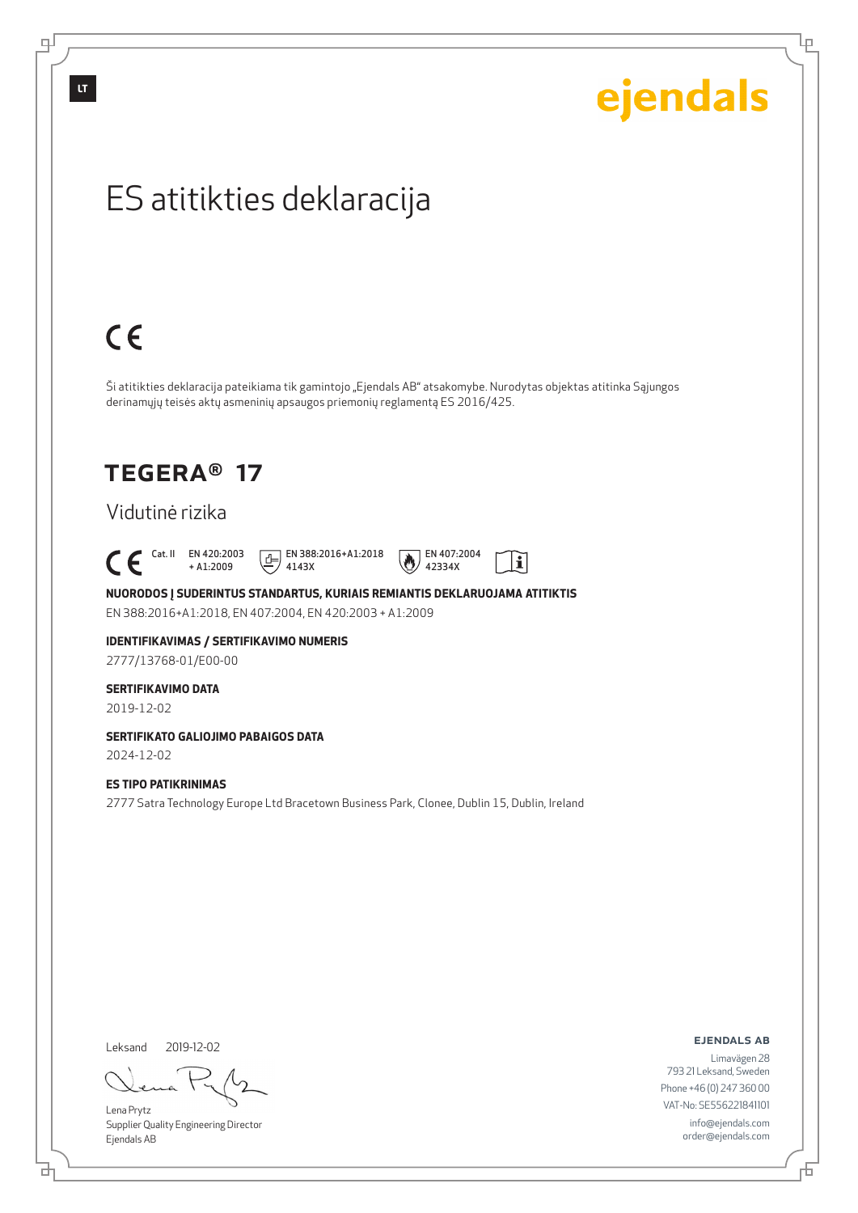LT

ejendals

# ES atitikties deklaracija

CE

Ši atitikties deklaracija pateikiama tik gamintojo „Ejendals AB" atsakomybe. Nurodytas objektas atitinka Sąjungos derinamųjų teisės aktų asmeninių apsaugos priemonių reglamentą ES 2016/425.

## TEGERA® 17

Vidutinė rizika

CE Cat. II EN 420:2003 + A1:2009 EN 388:2016+A1:2018 4143X EN 407:2004 42334X

**NUORODOS Į SUDERINTUS STANDARTUS, KURIAIS REMIANTIS DEKLARUOJAMA ATITIKTIS**

EN 388:2016+A1:2018, EN 407:2004, EN 420:2003 + A1:2009

**IDENTIFIKAVIMAS / SERTIFIKAVIMO NUMERIS**

2777/13768-01/E00-00

**SERTIFIKAVIMO DATA**

2019-12-02

**SERTIFIKATO GALIOJIMO PABAIGOS DATA**

2024-12-02

**ES TIPO PATIKRINIMAS**

2777 Satra Technology Europe Ltd Bracetown Business Park, Clonee, Dublin 15, Dublin, Ireland

Leksand 2019-12-02

Lena Prytz
Supplier Quality Engineering Director
Ejendals AB

**EJENDALS AB**
Limavägen 28
793 21 Leksand, Sweden
Phone +46 (0) 247 360 00
VAT-No: SE556221841101
info@ejendals.com
order@ejendals.com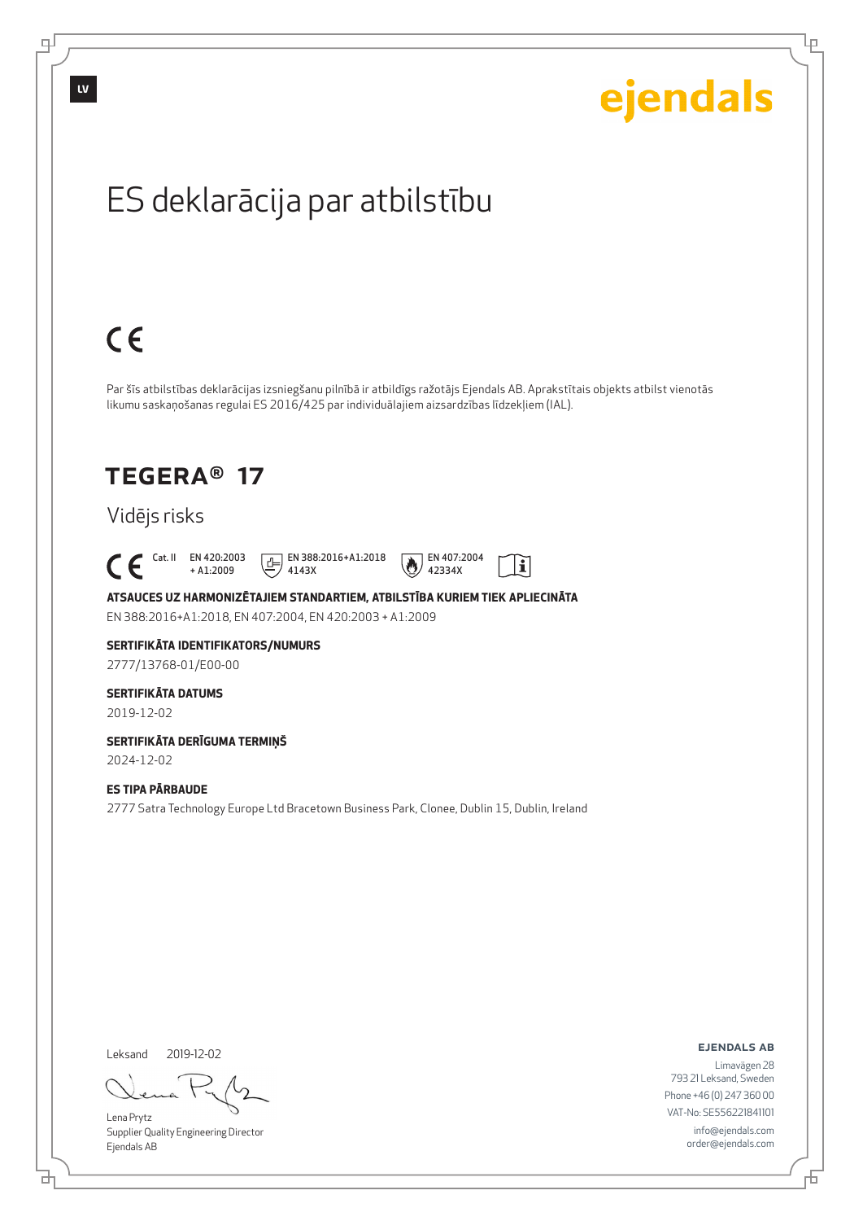LV

ejendals

# ES deklarācija par atbilstību

CE

Par šīs atbilstības deklarācijas izsniegšanu pilnībā ir atbildīgs ražotājs Ejendals AB. Aprakstītais objekts atbilst vienotās likumu saskaņošanas regulai ES 2016/425 par individuālajiem aizsardzības līdzekļiem (IAL).

## TEGERA® 17

Vidējs risks

CE Cat. II EN 420:2003 + A1:2009 EN 388:2016+A1:2018 4143X EN 407:2004 42334X

**ATSAUCES UZ HARMONIZĒTAJIEM STANDARTIEM, ATBILSTĪBA KURIEM TIEK APLIECINĀTA**

EN 388:2016+A1:2018, EN 407:2004, EN 420:2003 + A1:2009

**SERTIFIKĀTA IDENTIFIKATORS/NUMURS**

2777/13768-01/E00-00

**SERTIFIKĀTA DATUMS**

2019-12-02

**SERTIFIKĀTA DERĪGUMA TERMIŅŠ**

2024-12-02

**ES TIPA PĀRBAUDE**

2777 Satra Technology Europe Ltd Bracetown Business Park, Clonee, Dublin 15, Dublin, Ireland

Leksand 2019-12-02

Lena Prytz
Supplier Quality Engineering Director
Ejendals AB

**EJENDALS AB**
Limavägen 28
793 21 Leksand, Sweden
Phone +46 (0) 247 360 00
VAT-No: SE556221841101
info@ejendals.com
order@ejendals.com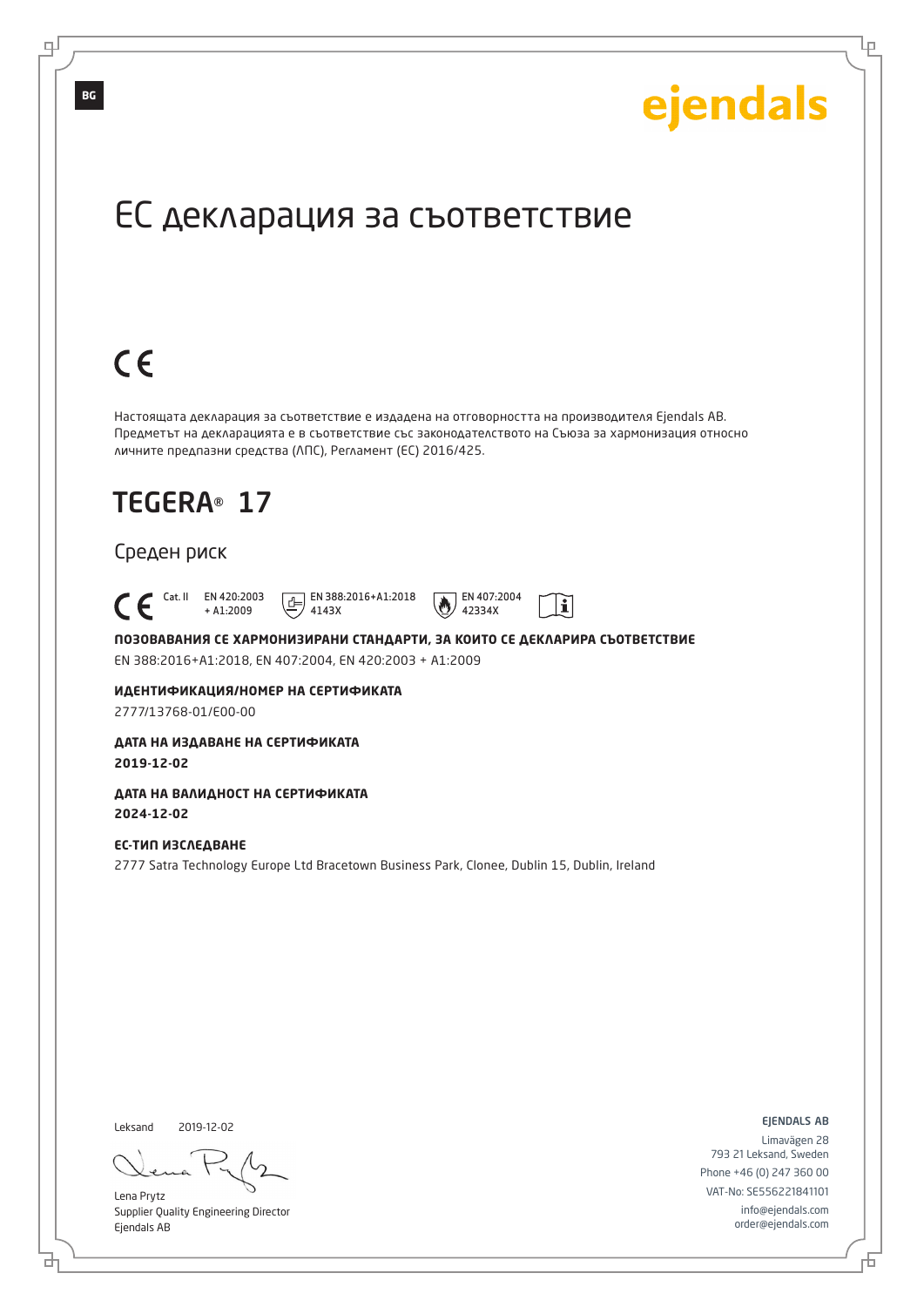BG

ejendals

# ЕС декларация за съответствие

CE

Настоящата декларация за съответствие е издадена на отговорността на производителя Ejendals AB. Предметът на декларацията е в съответствие със законодателството на Съюза за хармонизация относно личните предпазни средства (ЛПС), Регламент (ЕС) 2016/425.

## TEGERA® 17

Среден риск

CE Cat. II | EN 420:2003 + A1:2009 | EN 388:2016+A1:2018 4143X | EN 407:2004 42334X

**ПОЗОВАВАНИЯ СЕ ХАРМОНИЗИРАНИ СТАНДАРТИ, ЗА КОИТО СЕ ДЕКЛАРИРА СЪОТВЕТСТВИЕ**

EN 388:2016+A1:2018, EN 407:2004, EN 420:2003 + A1:2009

**ИДЕНТИФИКАЦИЯ/НОМЕР НА СЕРТИФИКАТА**

2777/13768-01/E00-00

**ДАТА НА ИЗДАВАНЕ НА СЕРТИФИКАТА**

**2019-12-02**

**ДАТА НА ВАЛИДНОСТ НА СЕРТИФИКАТА**

**2024-12-02**

**ЕС-ТИП ИЗСЛЕДВАНЕ**

2777 Satra Technology Europe Ltd Bracetown Business Park, Clonee, Dublin 15, Dublin, Ireland

Leksand 2019-12-02

Lena Prytz
Supplier Quality Engineering Director
Ejendals AB

EJENDALS AB
Limavägen 28
793 21 Leksand, Sweden
Phone +46 (0) 247 360 00
VAT-No: SE556221841101
info@ejendals.com
order@ejendals.com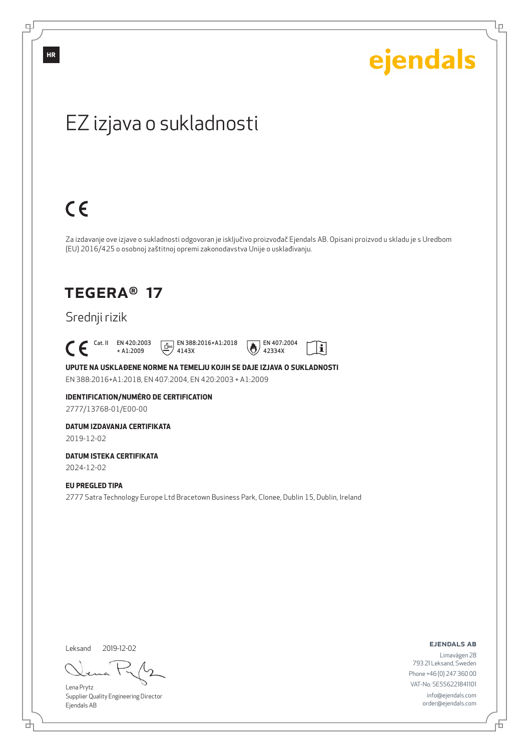HR

ejendals

# EZ izjava o sukladnosti

CE

Za izdavanje ove izjave o sukladnosti odgovoran je isključivo proizvođač Ejendals AB. Opisani proizvod u skladu je s Uredbom (EU) 2016/425 o osobnoj zaštitnoj opremi zakonodavstva Unije o usklađivanju.

## TEGERA® 17

Srednji rizik

CE Cat. II EN 420:2003 + A1:2009 EN 388:2016+A1:2018 4143X EN 407:2004 42334X

**UPUTE NA USKLAĐENE NORME NA TEMELJU KOJIH SE DAJE IZJAVA O SUKLADNOSTI**

EN 388:2016+A1:2018, EN 407:2004, EN 420:2003 + A1:2009

**IDENTIFICATION/NUMÉRO DE CERTIFICATION**

2777/13768-01/E00-00

**DATUM IZDAVANJA CERTIFIKATA**

2019-12-02

**DATUM ISTEKA CERTIFIKATA**

2024-12-02

**EU PREGLED TIPA**

2777 Satra Technology Europe Ltd Bracetown Business Park, Clonee, Dublin 15, Dublin, Ireland

Leksand 2019-12-02

Lena Prytz
Supplier Quality Engineering Director
Ejendals AB

**EJENDALS AB**
Limavägen 28
793 21 Leksand, Sweden
Phone +46 (0) 247 360 00
VAT-No: SE556221841101
info@ejendals.com
order@ejendals.com